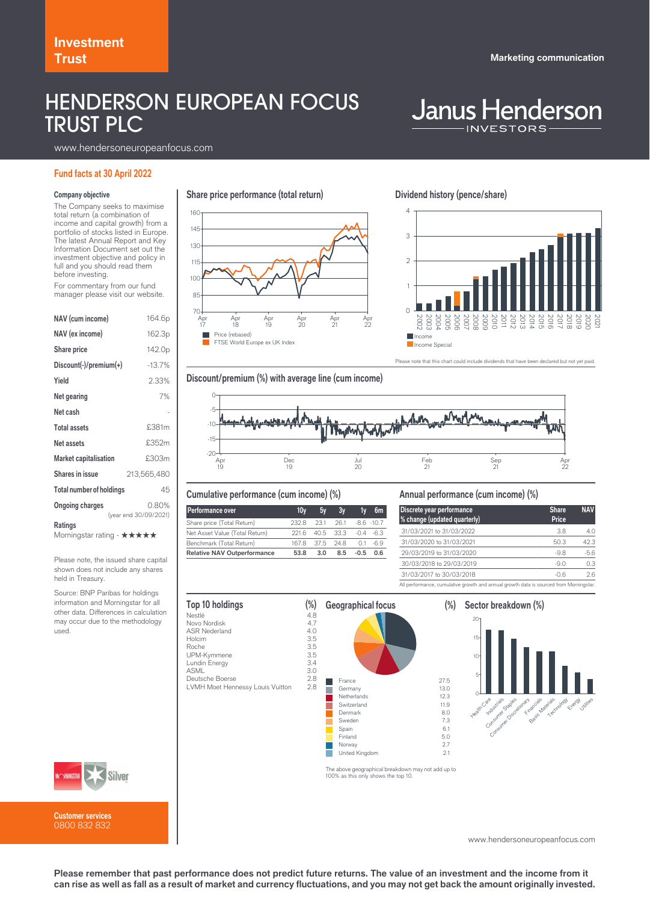Investment Trust

Marketing communication

# HENDERSON EUROPEAN FOCUS TRUST PLC

Janus Henderson INVESTORS

www.hendersoneuropeanfocus.com

## Fund facts at 30 April 2022

### Company objective

The Company seeks to maximise total return (a combination of income and capital growth) from a portfolio of stocks listed in Europe. The latest Annual Report and Key Information Document set out the investment objective and policy in full and you should read them before investing.

For commentary from our fund manager please visit our website.

| | |
|---|---|
| **NAV (cum income)** | 164.6p |
| **NAV (ex income)** | 162.3p |
| **Share price** | 142.0p |
| **Discount(-)/premium(+)** | -13.7% |
| **Yield** | 2.33% |
| **Net gearing** | 7% |
| **Net cash** | - |
| **Total assets** | £381m |
| **Net assets** | £352m |
| **Market capitalisation** | £303m |
| **Shares in issue** | 213,565,480 |
| **Total number of holdings** | 45 |
| **Ongoing charges** | 0.80% (year end 30/09/2021) |

**Ratings**
Morningstar rating - ★★★★★

Please note, the issued share capital shown does not include any shares held in Treasury.

Source: BNP Paribas for holdings information and Morningstar for all other data. Differences in calculation may occur due to the methodology used.

Morningstar Silver

**Customer services**
0800 832 832

### Share price performance (total return)

Price (rebased)
FTSE World Europe ex UK Index

### Dividend history (pence/share)

Income
Income Special

Please note that this chart could include dividends that have been declared but not yet paid.

### Discount/premium (%) with average line (cum income)

### Cumulative performance (cum income) (%)

| Performance over | 10y | 5y | 3y | 1y | 6m |
|---|---|---|---|---|---|
| Share price (Total Return) | 232.8 | 23.1 | 26.1 | -8.6 | -10.7 |
| Net Asset Value (Total Return) | 221.6 | 40.5 | 33.3 | -0.4 | -6.3 |
| Benchmark (Total Return) | 167.8 | 37.5 | 24.8 | 0.1 | -6.9 |
| **Relative NAV Outperformance** | **53.8** | **3.0** | **8.5** | **-0.5** | **0.6** |

### Annual performance (cum income) (%)

| Discrete year performance % change (updated quarterly) | Share Price | NAV |
|---|---|---|
| 31/03/2021 to 31/03/2022 | 3.8 | 4.0 |
| 31/03/2020 to 31/03/2021 | 50.3 | 42.3 |
| 29/03/2019 to 31/03/2020 | -9.8 | -5.6 |
| 30/03/2018 to 29/03/2019 | -9.0 | 0.3 |
| 31/03/2017 to 30/03/2018 | -0.6 | 2.6 |

All performance, cumulative growth and annual growth data is sourced from Morningstar.

### Top 10 holdings

| | (%) |
|---|---|
| Nestlé | 4.8 |
| Novo Nordisk | 4.7 |
| ASR Nederland | 4.0 |
| Holcim | 3.5 |
| Roche | 3.5 |
| UPM-Kymmene | 3.5 |
| Lundin Energy | 3.4 |
| ASML | 3.0 |
| Deutsche Boerse | 2.8 |
| LVMH Moet Hennessy Louis Vuitton | 2.8 |

### Geographical focus

| | (%) |
|---|---|
| France | 27.5 |
| Germany | 13.0 |
| Netherlands | 12.3 |
| Switzerland | 11.9 |
| Denmark | 8.0 |
| Sweden | 7.3 |
| Spain | 6.1 |
| Finland | 5.0 |
| Norway | 2.7 |
| United Kingdom | 2.1 |

The above geographical breakdown may not add up to 100% as this only shows the top 10.

### Sector breakdown (%)

Health Care, Industrials, Consumer Staples, Consumer Discretionary, Financials, Basic Materials, Technology, Energy, Utilities

www.hendersoneuropeanfocus.com

**Please remember that past performance does not predict future returns. The value of an investment and the income from it can rise as well as fall as a result of market and currency fluctuations, and you may not get back the amount originally invested.**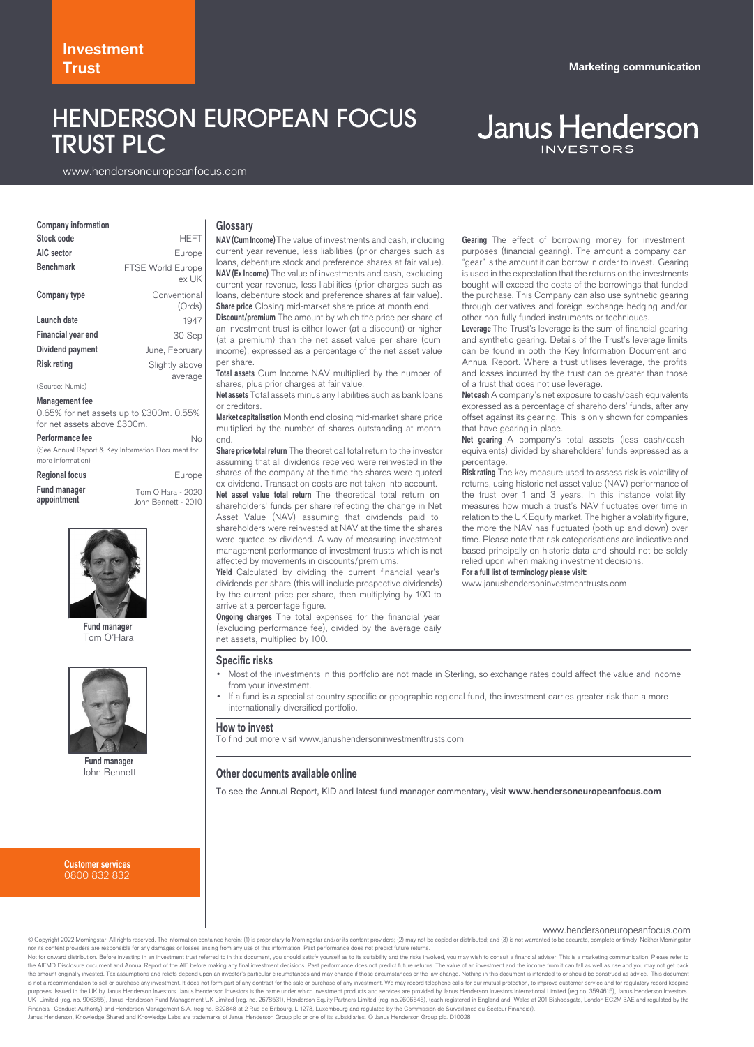Investment Trust

Marketing communication

# HENDERSON EUROPEAN FOCUS TRUST PLC

Janus Henderson INVESTORS

www.hendersoneuropeanfocus.com

### Company information

| | |
|---|---|
| **Stock code** | HEFT |
| **AIC sector** | Europe |
| **Benchmark** | FTSE World Europe ex UK |
| **Company type** | Conventional (Ords) |
| **Launch date** | 1947 |
| **Financial year end** | 30 Sep |
| **Dividend payment** | June, February |
| **Risk rating** | Slightly above average |

(Source: Numis)

**Management fee**
0.65% for net assets up to £300m. 0.55% for net assets above £300m.

**Performance fee** No
(See Annual Report & Key Information Document for more information)

**Regional focus** Europe

**Fund manager appointment** Tom O'Hara - 2020, John Bennett - 2010

**Fund manager**
Tom O'Hara

**Fund manager**
John Bennett

**Customer services**
0800 832 832

## Glossary

**NAV (Cum Income)** The value of investments and cash, including current year revenue, less liabilities (prior charges such as loans, debenture stock and preference shares at fair value).

**NAV (Ex Income)** The value of investments and cash, excluding current year revenue, less liabilities (prior charges such as loans, debenture stock and preference shares at fair value).

**Share price** Closing mid-market share price at month end.

**Discount/premium** The amount by which the price per share of an investment trust is either lower (at a discount) or higher (at a premium) than the net asset value per share (cum income), expressed as a percentage of the net asset value per share.

**Total assets** Cum Income NAV multiplied by the number of shares, plus prior charges at fair value.

**Net assets** Total assets minus any liabilities such as bank loans or creditors.

**Market capitalisation** Month end closing mid-market share price multiplied by the number of shares outstanding at month end.

**Share price total return** The theoretical total return to the investor assuming that all dividends received were reinvested in the shares of the company at the time the shares were quoted ex-dividend. Transaction costs are not taken into account.

**Net asset value total return** The theoretical total return on shareholders' funds per share reflecting the change in Net Asset Value (NAV) assuming that dividends paid to shareholders were reinvested at NAV at the time the shares were quoted ex-dividend. A way of measuring investment management performance of investment trusts which is not affected by movements in discounts/premiums.

**Yield** Calculated by dividing the current financial year's dividends per share (this will include prospective dividends) by the current price per share, then multiplying by 100 to arrive at a percentage figure.

**Ongoing charges** The total expenses for the financial year (excluding performance fee), divided by the average daily net assets, multiplied by 100.

**Gearing** The effect of borrowing money for investment purposes (financial gearing). The amount a company can "gear" is the amount it can borrow in order to invest. Gearing is used in the expectation that the returns on the investments bought will exceed the costs of the borrowings that funded the purchase. This Company can also use synthetic gearing through derivatives and foreign exchange hedging and/or other non-fully funded instruments or techniques.

**Leverage** The Trust's leverage is the sum of financial gearing and synthetic gearing. Details of the Trust's leverage limits can be found in both the Key Information Document and Annual Report. Where a trust utilises leverage, the profits and losses incurred by the trust can be greater than those of a trust that does not use leverage.

**Net cash** A company's net exposure to cash/cash equivalents expressed as a percentage of shareholders' funds, after any offset against its gearing. This is only shown for companies that have gearing in place.

**Net gearing** A company's total assets (less cash/cash equivalents) divided by shareholders' funds expressed as a percentage.

**Risk rating** The key measure used to assess risk is volatility of returns, using historic net asset value (NAV) performance of the trust over 1 and 3 years. In this instance volatility measures how much a trust's NAV fluctuates over time in relation to the UK Equity market. The higher a volatility figure, the more the NAV has fluctuated (both up and down) over time. Please note that risk categorisations are indicative and based principally on historic data and should not be solely relied upon when making investment decisions.

**For a full list of terminology please visit:**
www.janushendersoninvestmenttrusts.com

## Specific risks

- Most of the investments in this portfolio are not made in Sterling, so exchange rates could affect the value and income from your investment.
- If a fund is a specialist country-specific or geographic regional fund, the investment carries greater risk than a more internationally diversified portfolio.

## How to invest

To find out more visit www.janushendersoninvestmenttrusts.com

## Other documents available online

To see the Annual Report, KID and latest fund manager commentary, visit **www.hendersoneuropeanfocus.com**

www.hendersoneuropeanfocus.com

© Copyright 2022 Morningstar. All rights reserved. The information contained herein: (1) is proprietary to Morningstar and/or its content providers; (2) may not be copied or distributed; and (3) is not warranted to be accurate, complete or timely. Neither Morningstar nor its content providers are responsible for any damages or losses arising from any use of this information. Past performance does not predict future returns.

Not for onward distribution. Before investing in an investment trust referred to in this document, you should satisfy yourself as to its suitability and the risks involved, you may wish to consult a financial adviser. This is a marketing communication. Please refer to the AIFMD Disclosure document and Annual Report of the AIF before making any final investment decisions. Past performance does not predict future returns. The value of an investment and the income from it can fall as well as rise and you may not get back the amount originally invested. Tax assumptions and reliefs depend upon an investor's particular circumstances and may change if those circumstances or the law change. Nothing in this document is intended to or should be construed as advice. This document is not a recommendation to sell or purchase any investment. It does not form part of any contract for the sale or purchase of any investment. We may record telephone calls for our mutual protection, to improve customer service and for regulatory record keeping purposes. Issued in the UK by Janus Henderson Investors. Janus Henderson Investors is the name under which investment products and services are provided by Janus Henderson Investors International Limited (reg no. 3594615), Janus Henderson Investors UK Limited (reg. no. 906355), Janus Henderson Fund Management UK Limited (reg. no. 2678531), Henderson Equity Partners Limited (reg. no.2606646), (each registered in England and Wales at 201 Bishopsgate, London EC2M 3AE and regulated by the Financial Conduct Authority) and Henderson Management S.A. (reg no. B22848 at 2 Rue de Bitbourg, L-1273, Luxembourg and regulated by the Commission de Surveillance du Secteur Financier).

Janus Henderson, Knowledge Shared and Knowledge Labs are trademarks of Janus Henderson Group plc or one of its subsidiaries. © Janus Henderson Group plc. D10028